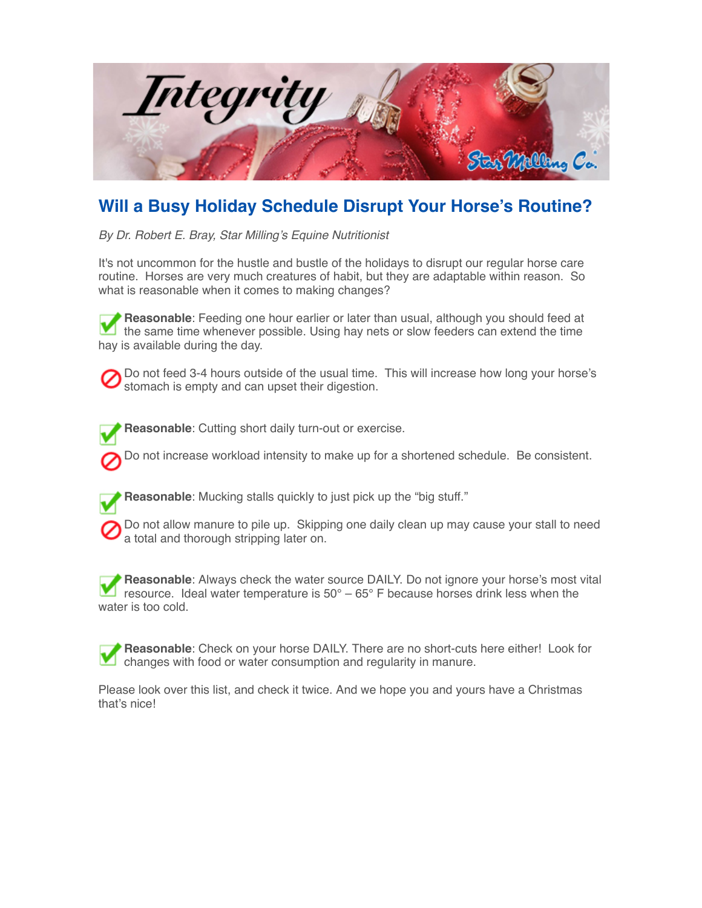Integrity

Star Milling Co.

# Will a Busy Holiday Schedule Disrupt Your Horse's Routine?

*By Dr. Robert E. Bray, Star Milling's Equine Nutritionist*

It's not uncommon for the hustle and bustle of the holidays to disrupt our regular horse care routine. Horses are very much creatures of habit, but they are adaptable within reason. So what is reasonable when it comes to making changes?

✔ **Reasonable**: Feeding one hour earlier or later than usual, although you should feed at the same time whenever possible. Using hay nets or slow feeders can extend the time hay is available during the day.

⊘ Do not feed 3-4 hours outside of the usual time. This will increase how long your horse's stomach is empty and can upset their digestion.

✔ **Reasonable**: Cutting short daily turn-out or exercise.

⊘ Do not increase workload intensity to make up for a shortened schedule. Be consistent.

✔ **Reasonable**: Mucking stalls quickly to just pick up the "big stuff."

⊘ Do not allow manure to pile up. Skipping one daily clean up may cause your stall to need a total and thorough stripping later on.

✔ **Reasonable**: Always check the water source DAILY. Do not ignore your horse's most vital resource. Ideal water temperature is 50° – 65° F because horses drink less when the water is too cold.

✔ **Reasonable**: Check on your horse DAILY. There are no short-cuts here either! Look for changes with food or water consumption and regularity in manure.

Please look over this list, and check it twice. And we hope you and yours have a Christmas that's nice!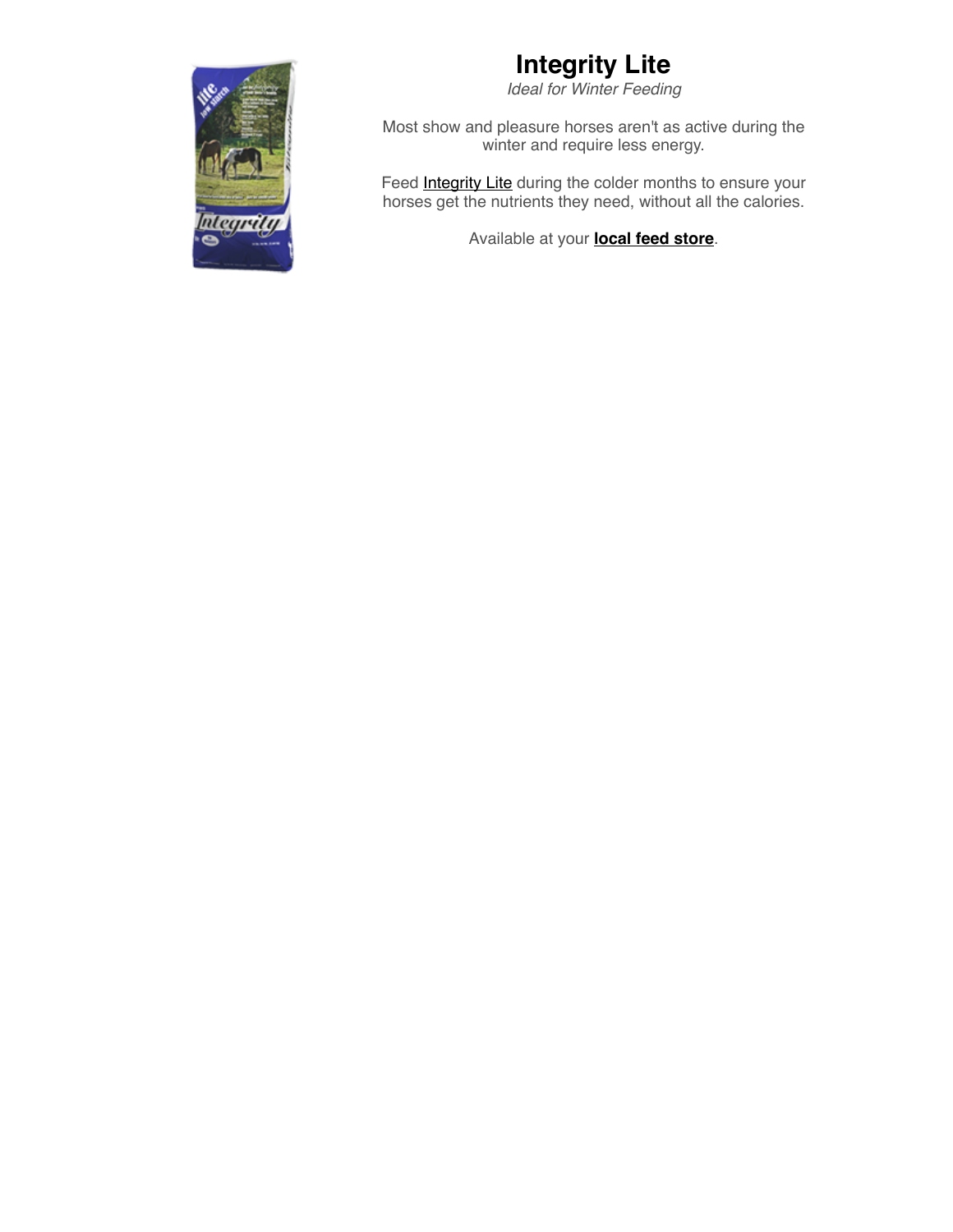# Integrity Lite

*Ideal for Winter Feeding*

Most show and pleasure horses aren't as active during the winter and require less energy.

Feed Integrity Lite during the colder months to ensure your horses get the nutrients they need, without all the calories.

Available at your **local feed store**.